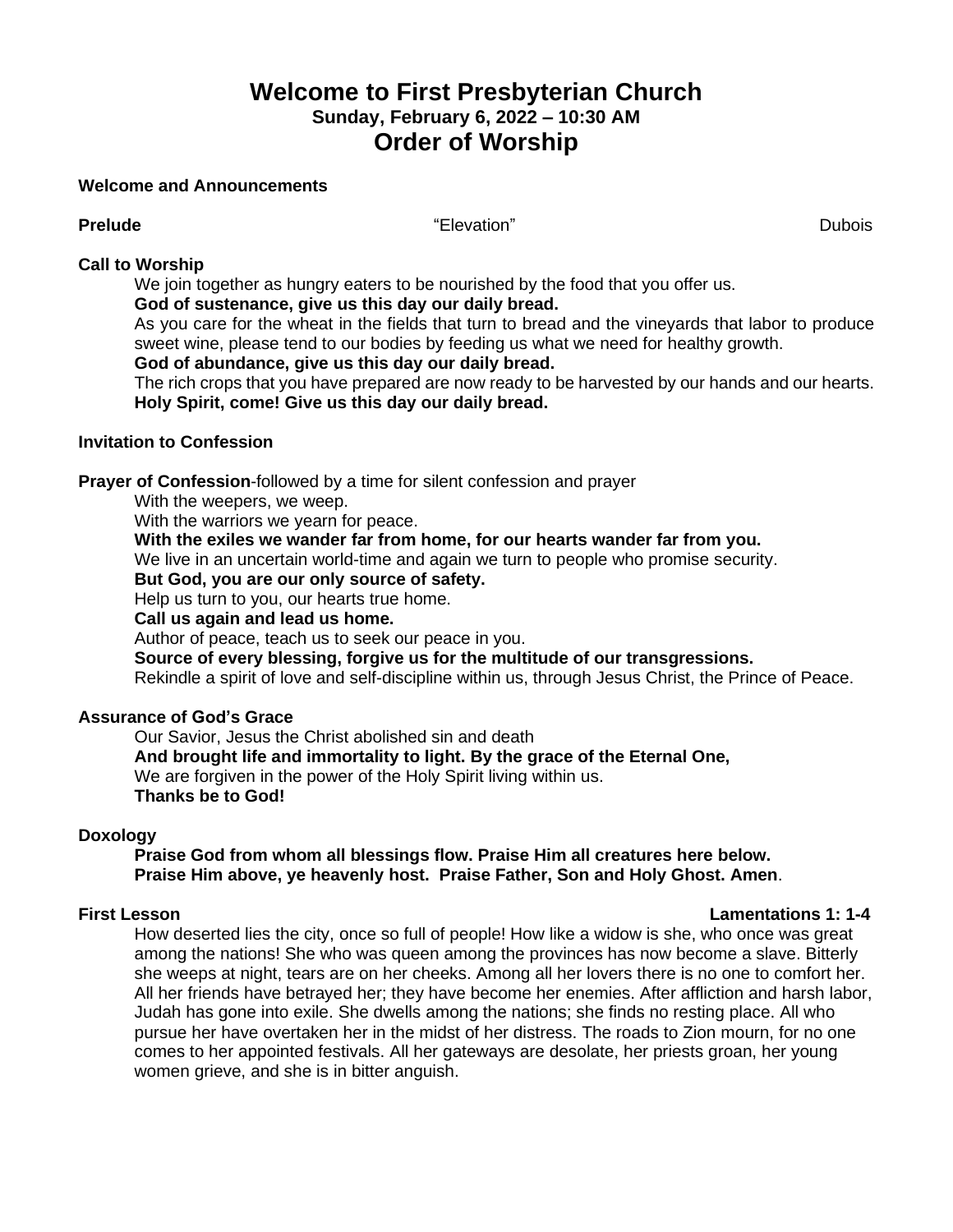# Welcome to First Presbyterian Church

### Sunday, February 6, 2022 – 10:30 AM

## Order of Worship

**Welcome and Announcements**

**Prelude** "Elevation" Dubois

**Call to Worship**

We join together as hungry eaters to be nourished by the food that you offer us.
**God of sustenance, give us this day our daily bread.**
As you care for the wheat in the fields that turn to bread and the vineyards that labor to produce sweet wine, please tend to our bodies by feeding us what we need for healthy growth.
**God of abundance, give us this day our daily bread.**
The rich crops that you have prepared are now ready to be harvested by our hands and our hearts.
**Holy Spirit, come! Give us this day our daily bread.**

**Invitation to Confession**

**Prayer of Confession**-followed by a time for silent confession and prayer

With the weepers, we weep.
With the warriors we yearn for peace.
**With the exiles we wander far from home, for our hearts wander far from you.**
We live in an uncertain world-time and again we turn to people who promise security.
**But God, you are our only source of safety.**
Help us turn to you, our hearts true home.
**Call us again and lead us home.**
Author of peace, teach us to seek our peace in you.
**Source of every blessing, forgive us for the multitude of our transgressions.**
Rekindle a spirit of love and self-discipline within us, through Jesus Christ, the Prince of Peace.

**Assurance of God's Grace**

Our Savior, Jesus the Christ abolished sin and death
**And brought life and immortality to light. By the grace of the Eternal One,**
We are forgiven in the power of the Holy Spirit living within us.
**Thanks be to God!**

**Doxology**

**Praise God from whom all blessings flow. Praise Him all creatures here below.**
**Praise Him above, ye heavenly host. Praise Father, Son and Holy Ghost. Amen**.

**First Lesson** **Lamentations 1: 1-4**

How deserted lies the city, once so full of people! How like a widow is she, who once was great among the nations! She who was queen among the provinces has now become a slave. Bitterly she weeps at night, tears are on her cheeks. Among all her lovers there is no one to comfort her. All her friends have betrayed her; they have become her enemies. After affliction and harsh labor, Judah has gone into exile. She dwells among the nations; she finds no resting place. All who pursue her have overtaken her in the midst of her distress. The roads to Zion mourn, for no one comes to her appointed festivals. All her gateways are desolate, her priests groan, her young women grieve, and she is in bitter anguish.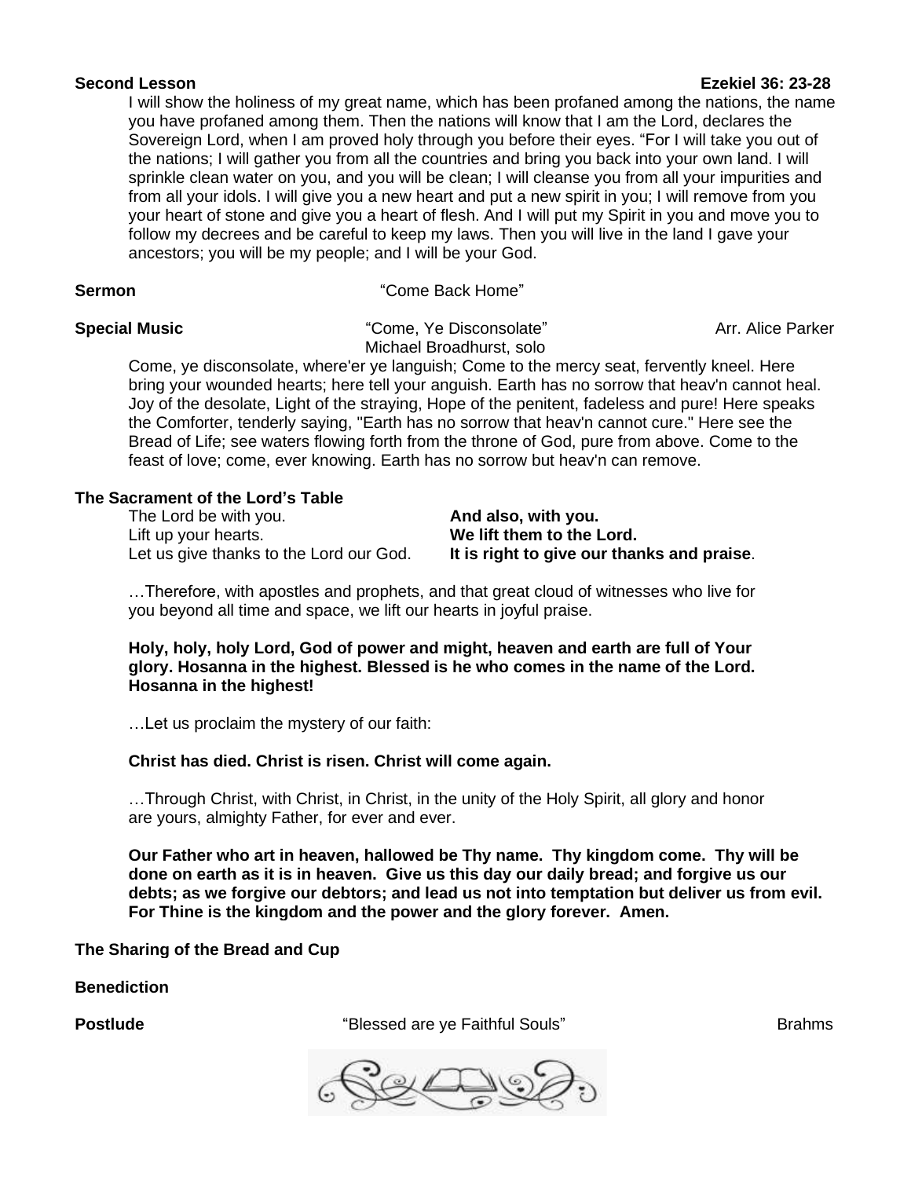**Second Lesson** **Ezekiel 36: 23-28**

I will show the holiness of my great name, which has been profaned among the nations, the name you have profaned among them. Then the nations will know that I am the Lord, declares the Sovereign Lord, when I am proved holy through you before their eyes. "For I will take you out of the nations; I will gather you from all the countries and bring you back into your own land. I will sprinkle clean water on you, and you will be clean; I will cleanse you from all your impurities and from all your idols. I will give you a new heart and put a new spirit in you; I will remove from you your heart of stone and give you a heart of flesh. And I will put my Spirit in you and move you to follow my decrees and be careful to keep my laws. Then you will live in the land I gave your ancestors; you will be my people; and I will be your God.

**Sermon** "Come Back Home"

**Special Music** "Come, Ye Disconsolate" Arr. Alice Parker
Michael Broadhurst, solo

Come, ye disconsolate, where'er ye languish; Come to the mercy seat, fervently kneel. Here bring your wounded hearts; here tell your anguish. Earth has no sorrow that heav'n cannot heal. Joy of the desolate, Light of the straying, Hope of the penitent, fadeless and pure! Here speaks the Comforter, tenderly saying, "Earth has no sorrow that heav'n cannot cure." Here see the Bread of Life; see waters flowing forth from the throne of God, pure from above. Come to the feast of love; come, ever knowing. Earth has no sorrow but heav'n can remove.

**The Sacrament of the Lord's Table**

The Lord be with you. **And also, with you.**
Lift up your hearts. **We lift them to the Lord.**
Let us give thanks to the Lord our God. **It is right to give our thanks and praise**.

…Therefore, with apostles and prophets, and that great cloud of witnesses who live for you beyond all time and space, we lift our hearts in joyful praise.

**Holy, holy, holy Lord, God of power and might, heaven and earth are full of Your glory. Hosanna in the highest. Blessed is he who comes in the name of the Lord. Hosanna in the highest!**

…Let us proclaim the mystery of our faith:

**Christ has died. Christ is risen. Christ will come again.**

…Through Christ, with Christ, in Christ, in the unity of the Holy Spirit, all glory and honor are yours, almighty Father, for ever and ever.

**Our Father who art in heaven, hallowed be Thy name. Thy kingdom come. Thy will be done on earth as it is in heaven. Give us this day our daily bread; and forgive us our debts; as we forgive our debtors; and lead us not into temptation but deliver us from evil. For Thine is the kingdom and the power and the glory forever. Amen.**

**The Sharing of the Bread and Cup**

**Benediction**

**Postlude** "Blessed are ye Faithful Souls" Brahms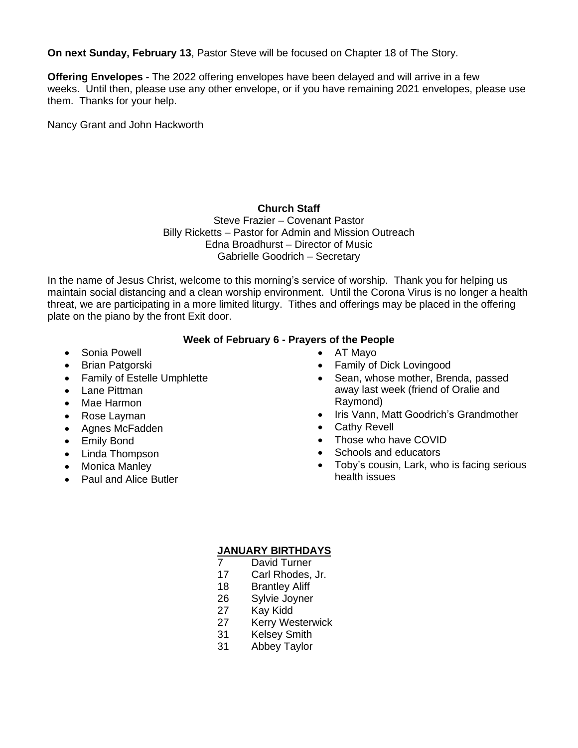**On next Sunday, February 13**, Pastor Steve will be focused on Chapter 18 of The Story.

**Offering Envelopes -** The 2022 offering envelopes have been delayed and will arrive in a few weeks. Until then, please use any other envelope, or if you have remaining 2021 envelopes, please use them. Thanks for your help.

Nancy Grant and John Hackworth

**Church Staff**

Steve Frazier – Covenant Pastor
Billy Ricketts – Pastor for Admin and Mission Outreach
Edna Broadhurst – Director of Music
Gabrielle Goodrich – Secretary

In the name of Jesus Christ, welcome to this morning's service of worship. Thank you for helping us maintain social distancing and a clean worship environment. Until the Corona Virus is no longer a health threat, we are participating in a more limited liturgy. Tithes and offerings may be placed in the offering plate on the piano by the front Exit door.

**Week of February 6 - Prayers of the People**

- Sonia Powell
- Brian Patgorski
- Family of Estelle Umphlette
- Lane Pittman
- Mae Harmon
- Rose Layman
- Agnes McFadden
- Emily Bond
- Linda Thompson
- Monica Manley
- Paul and Alice Butler
- AT Mayo
- Family of Dick Lovingood
- Sean, whose mother, Brenda, passed away last week (friend of Oralie and Raymond)
- Iris Vann, Matt Goodrich's Grandmother
- Cathy Revell
- Those who have COVID
- Schools and educators
- Toby's cousin, Lark, who is facing serious health issues

**JANUARY BIRTHDAYS**

| | |
|---|---|
| 7 | David Turner |
| 17 | Carl Rhodes, Jr. |
| 18 | Brantley Aliff |
| 26 | Sylvie Joyner |
| 27 | Kay Kidd |
| 27 | Kerry Westerwick |
| 31 | Kelsey Smith |
| 31 | Abbey Taylor |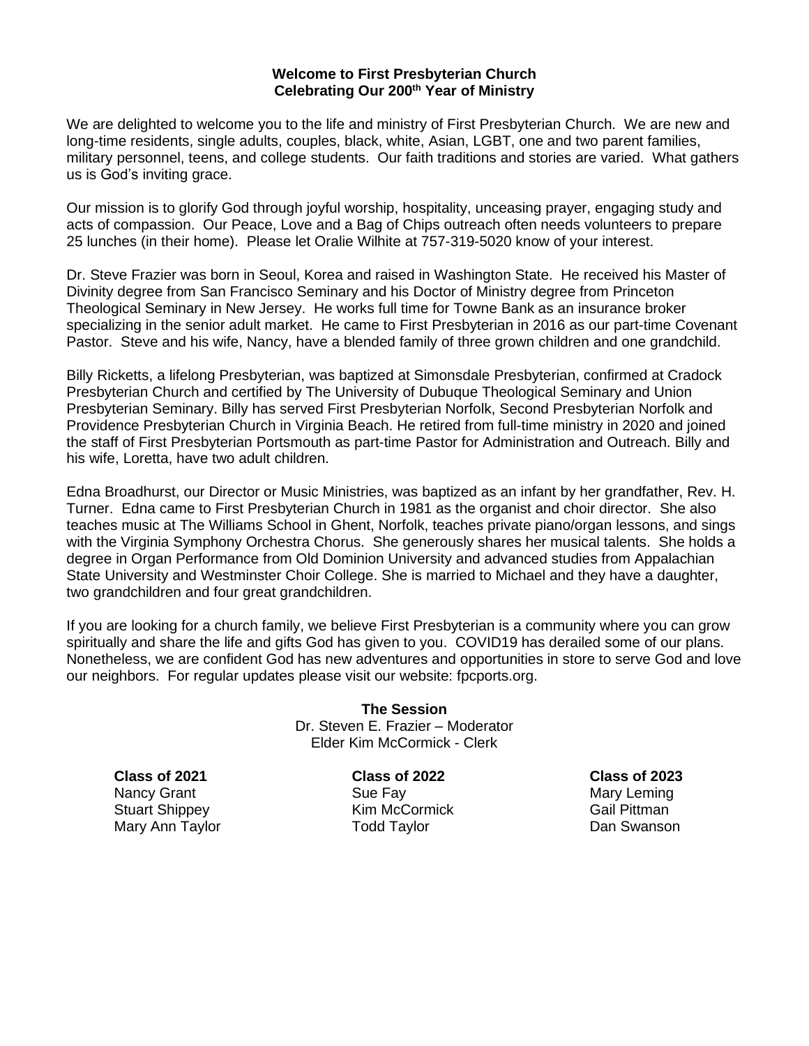**Welcome to First Presbyterian Church**
**Celebrating Our 200th Year of Ministry**

We are delighted to welcome you to the life and ministry of First Presbyterian Church. We are new and long-time residents, single adults, couples, black, white, Asian, LGBT, one and two parent families, military personnel, teens, and college students. Our faith traditions and stories are varied. What gathers us is God's inviting grace.

Our mission is to glorify God through joyful worship, hospitality, unceasing prayer, engaging study and acts of compassion. Our Peace, Love and a Bag of Chips outreach often needs volunteers to prepare 25 lunches (in their home). Please let Oralie Wilhite at 757-319-5020 know of your interest.

Dr. Steve Frazier was born in Seoul, Korea and raised in Washington State. He received his Master of Divinity degree from San Francisco Seminary and his Doctor of Ministry degree from Princeton Theological Seminary in New Jersey. He works full time for Towne Bank as an insurance broker specializing in the senior adult market. He came to First Presbyterian in 2016 as our part-time Covenant Pastor. Steve and his wife, Nancy, have a blended family of three grown children and one grandchild.

Billy Ricketts, a lifelong Presbyterian, was baptized at Simonsdale Presbyterian, confirmed at Cradock Presbyterian Church and certified by The University of Dubuque Theological Seminary and Union Presbyterian Seminary. Billy has served First Presbyterian Norfolk, Second Presbyterian Norfolk and Providence Presbyterian Church in Virginia Beach. He retired from full-time ministry in 2020 and joined the staff of First Presbyterian Portsmouth as part-time Pastor for Administration and Outreach. Billy and his wife, Loretta, have two adult children.

Edna Broadhurst, our Director or Music Ministries, was baptized as an infant by her grandfather, Rev. H. Turner. Edna came to First Presbyterian Church in 1981 as the organist and choir director. She also teaches music at The Williams School in Ghent, Norfolk, teaches private piano/organ lessons, and sings with the Virginia Symphony Orchestra Chorus. She generously shares her musical talents. She holds a degree in Organ Performance from Old Dominion University and advanced studies from Appalachian State University and Westminster Choir College. She is married to Michael and they have a daughter, two grandchildren and four great grandchildren.

If you are looking for a church family, we believe First Presbyterian is a community where you can grow spiritually and share the life and gifts God has given to you. COVID19 has derailed some of our plans. Nonetheless, we are confident God has new adventures and opportunities in store to serve God and love our neighbors. For regular updates please visit our website: fpcports.org.

**The Session**
Dr. Steven E. Frazier – Moderator
Elder Kim McCormick - Clerk

| **Class of 2021** | **Class of 2022** | **Class of 2023** |
| --- | --- | --- |
| Nancy Grant | Sue Fay | Mary Leming |
| Stuart Shippey | Kim McCormick | Gail Pittman |
| Mary Ann Taylor | Todd Taylor | Dan Swanson |